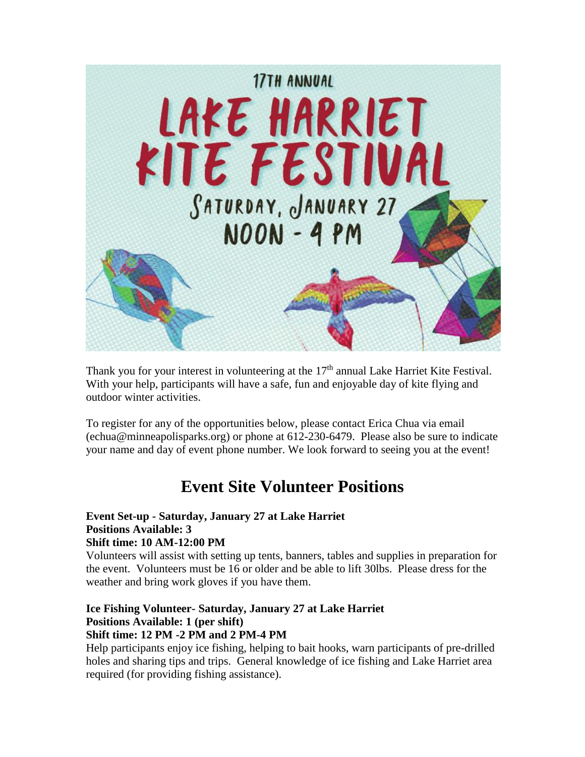17TH ANNUAL

# LAKE HARRIET KITE FESTIVAL

SATURDAY, JANUARY 27
NOON - 4 PM

Thank you for your interest in volunteering at the 17th annual Lake Harriet Kite Festival. With your help, participants will have a safe, fun and enjoyable day of kite flying and outdoor winter activities.

To register for any of the opportunities below, please contact Erica Chua via email (echua@minneapolisparks.org) or phone at 612-230-6479. Please also be sure to indicate your name and day of event phone number. We look forward to seeing you at the event!

## Event Site Volunteer Positions

**Event Set-up - Saturday, January 27 at Lake Harriet**
**Positions Available: 3**
**Shift time: 10 AM-12:00 PM**

Volunteers will assist with setting up tents, banners, tables and supplies in preparation for the event. Volunteers must be 16 or older and be able to lift 30lbs. Please dress for the weather and bring work gloves if you have them.

**Ice Fishing Volunteer- Saturday, January 27 at Lake Harriet**
**Positions Available: 1 (per shift)**
**Shift time: 12 PM -2 PM and 2 PM-4 PM**

Help participants enjoy ice fishing, helping to bait hooks, warn participants of pre-drilled holes and sharing tips and trips. General knowledge of ice fishing and Lake Harriet area required (for providing fishing assistance).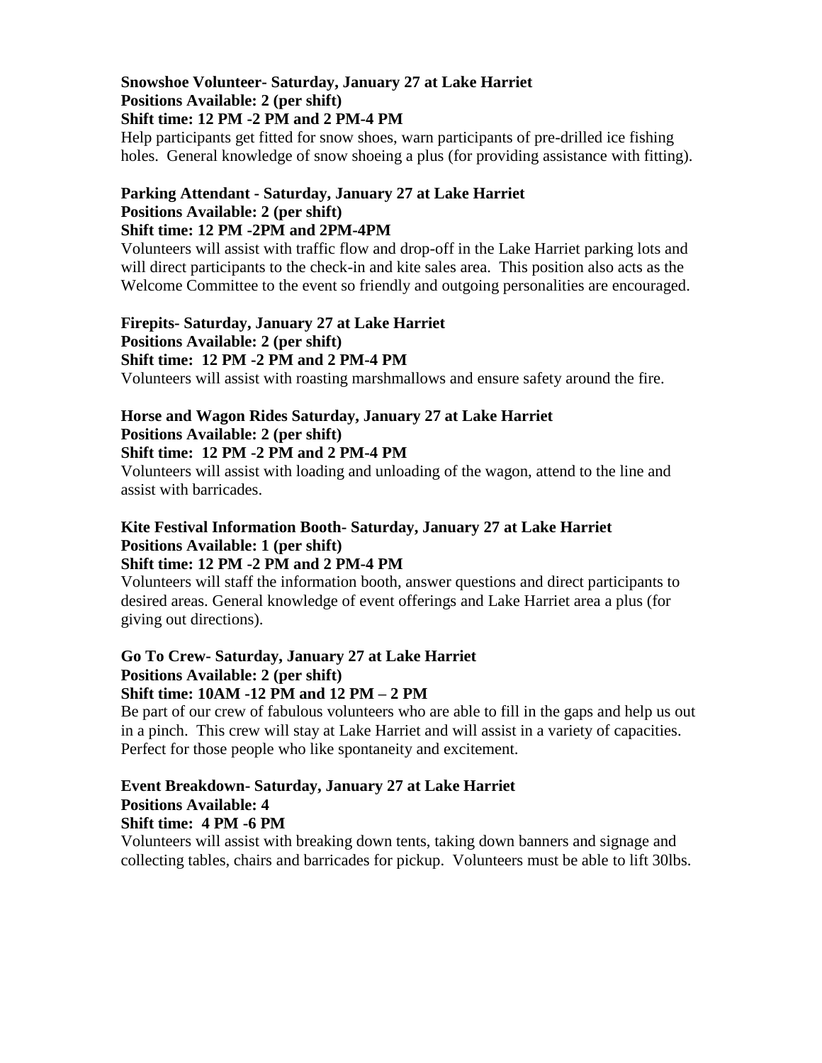**Snowshoe Volunteer- Saturday, January 27 at Lake Harriet**
**Positions Available: 2 (per shift)**
**Shift time: 12 PM -2 PM and 2 PM-4 PM**

Help participants get fitted for snow shoes, warn participants of pre-drilled ice fishing holes. General knowledge of snow shoeing a plus (for providing assistance with fitting).

**Parking Attendant - Saturday, January 27 at Lake Harriet**
**Positions Available: 2 (per shift)**
**Shift time: 12 PM -2PM and 2PM-4PM**

Volunteers will assist with traffic flow and drop-off in the Lake Harriet parking lots and will direct participants to the check-in and kite sales area. This position also acts as the Welcome Committee to the event so friendly and outgoing personalities are encouraged.

**Firepits- Saturday, January 27 at Lake Harriet**
**Positions Available: 2 (per shift)**
**Shift time: 12 PM -2 PM and 2 PM-4 PM**

Volunteers will assist with roasting marshmallows and ensure safety around the fire.

**Horse and Wagon Rides Saturday, January 27 at Lake Harriet**
**Positions Available: 2 (per shift)**
**Shift time: 12 PM -2 PM and 2 PM-4 PM**

Volunteers will assist with loading and unloading of the wagon, attend to the line and assist with barricades.

**Kite Festival Information Booth- Saturday, January 27 at Lake Harriet**
**Positions Available: 1 (per shift)**
**Shift time: 12 PM -2 PM and 2 PM-4 PM**

Volunteers will staff the information booth, answer questions and direct participants to desired areas. General knowledge of event offerings and Lake Harriet area a plus (for giving out directions).

**Go To Crew- Saturday, January 27 at Lake Harriet**
**Positions Available: 2 (per shift)**
**Shift time: 10AM -12 PM and 12 PM – 2 PM**

Be part of our crew of fabulous volunteers who are able to fill in the gaps and help us out in a pinch. This crew will stay at Lake Harriet and will assist in a variety of capacities. Perfect for those people who like spontaneity and excitement.

**Event Breakdown- Saturday, January 27 at Lake Harriet**
**Positions Available: 4**
**Shift time: 4 PM -6 PM**

Volunteers will assist with breaking down tents, taking down banners and signage and collecting tables, chairs and barricades for pickup. Volunteers must be able to lift 30lbs.